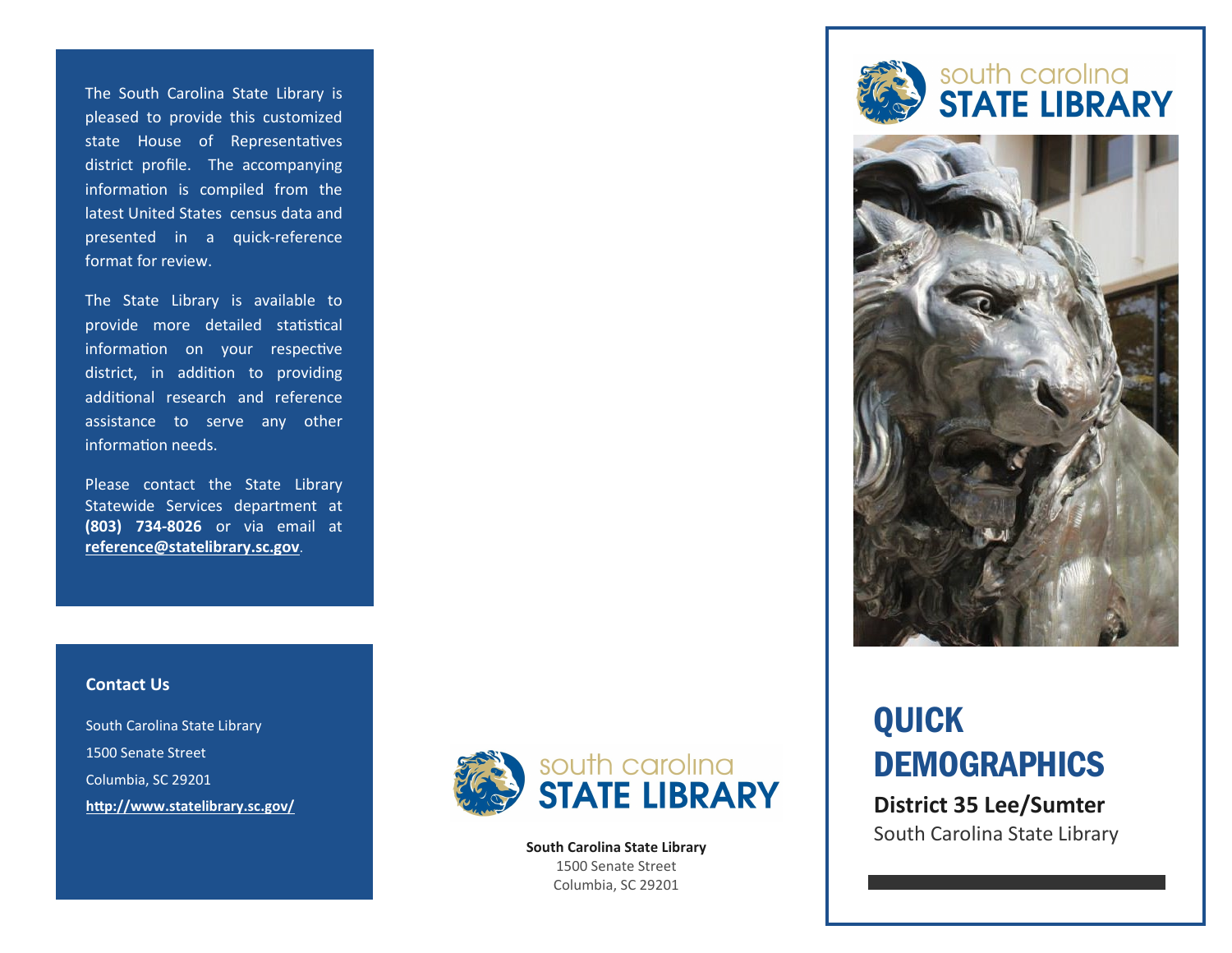The South Carolina State Library is pleased to provide this customized state House of Representatives district profile. The accompanying information is compiled from the latest United States census data and presented in a quick-reference format for review.

The State Library is available to provide more detailed statistical information on your respective district, in addition to providing additional research and reference assistance to serve any other information needs.

Please contact the State Library Statewide Services department at **(803) 734-8026** or via email at **reference@statelibrary.sc.gov**.

**Contact Us**

South Carolina State Library

1500 Senate Street

Columbia, SC 29201

**http://www.statelibrary.sc.gov/**

south carolina **STATE LIBRARY**

**South Carolina State Library**
1500 Senate Street
Columbia, SC 29201

south carolina **STATE LIBRARY**

# QUICK DEMOGRAPHICS

**District 35 Lee/Sumter**

South Carolina State Library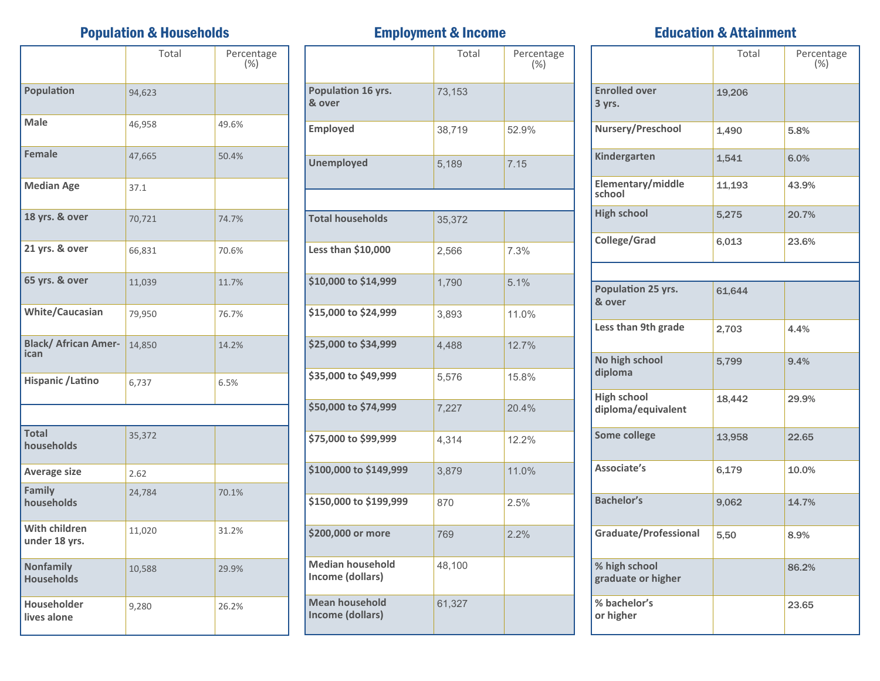## Population & Households

| | Total | Percentage (%) |
|---|---|---|
| **Population** | 94,623 | |
| **Male** | 46,958 | 49.6% |
| **Female** | 47,665 | 50.4% |
| **Median Age** | 37.1 | |
| **18 yrs. & over** | 70,721 | 74.7% |
| **21 yrs. & over** | 66,831 | 70.6% |
| **65 yrs. & over** | 11,039 | 11.7% |
| **White/Caucasian** | 79,950 | 76.7% |
| **Black/ African American** | 14,850 | 14.2% |
| **Hispanic /Latino** | 6,737 | 6.5% |
| | | |
| **Total households** | 35,372 | |
| **Average size** | 2.62 | |
| **Family households** | 24,784 | 70.1% |
| **With children under 18 yrs.** | 11,020 | 31.2% |
| **Nonfamily Households** | 10,588 | 29.9% |
| **Householder lives alone** | 9,280 | 26.2% |

## Employment & Income

| | Total | Percentage (%) |
|---|---|---|
| **Population 16 yrs. & over** | 73,153 | |
| **Employed** | 38,719 | 52.9% |
| **Unemployed** | 5,189 | 7.15 |
| | | |
| **Total households** | 35,372 | |
| **Less than $10,000** | 2,566 | 7.3% |
| **$10,000 to $14,999** | 1,790 | 5.1% |
| **$15,000 to $24,999** | 3,893 | 11.0% |
| **$25,000 to $34,999** | 4,488 | 12.7% |
| **$35,000 to $49,999** | 5,576 | 15.8% |
| **$50,000 to $74,999** | 7,227 | 20.4% |
| **$75,000 to $99,999** | 4,314 | 12.2% |
| **$100,000 to $149,999** | 3,879 | 11.0% |
| **$150,000 to $199,999** | 870 | 2.5% |
| **$200,000 or more** | 769 | 2.2% |
| **Median household Income (dollars)** | 48,100 | |
| **Mean household Income (dollars)** | 61,327 | |

## Education & Attainment

| | Total | Percentage (%) |
|---|---|---|
| **Enrolled over 3 yrs.** | 19,206 | |
| **Nursery/Preschool** | 1,490 | 5.8% |
| **Kindergarten** | 1,541 | 6.0% |
| **Elementary/middle school** | 11,193 | 43.9% |
| **High school** | 5,275 | 20.7% |
| **College/Grad** | 6,013 | 23.6% |
| | | |
| **Population 25 yrs. & over** | 61,644 | |
| **Less than 9th grade** | 2,703 | 4.4% |
| **No high school diploma** | 5,799 | 9.4% |
| **High school diploma/equivalent** | 18,442 | 29.9% |
| **Some college** | 13,958 | 22.65 |
| **Associate's** | 6,179 | 10.0% |
| **Bachelor's** | 9,062 | 14.7% |
| **Graduate/Professional** | 5,50 | 8.9% |
| **% high school graduate or higher** | | 86.2% |
| **% bachelor's or higher** | | 23.65 |